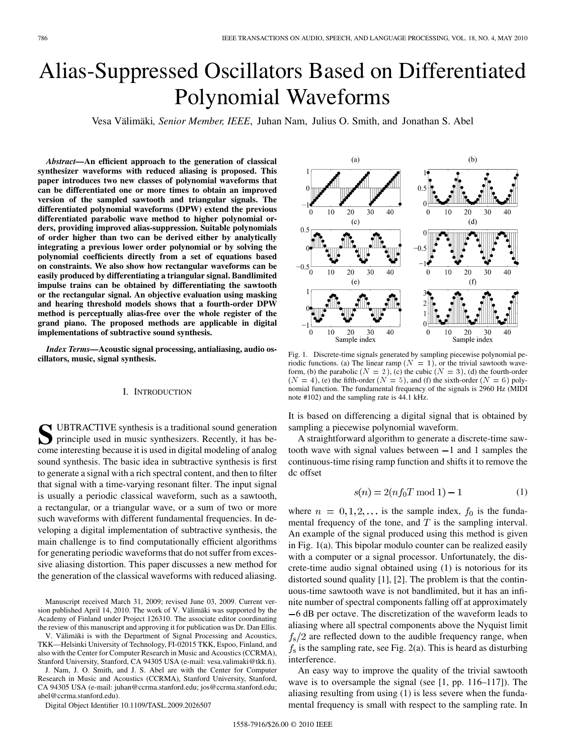# Alias-Suppressed Oscillators Based on Differentiated Polynomial Waveforms

Vesa Välimäki, *Senior Member, IEEE*, Juhan Nam, Julius O. Smith, and Jonathan S. Abel

***Abstract*—An efficient approach to the generation of classical synthesizer waveforms with reduced aliasing is proposed. This paper introduces two new classes of polynomial waveforms that can be differentiated one or more times to obtain an improved version of the sampled sawtooth and triangular signals. The differentiated polynomial waveforms (DPW) extend the previous differentiated parabolic wave method to higher polynomial orders, providing improved alias-suppression. Suitable polynomials of order higher than two can be derived either by analytically integrating a previous lower order polynomial or by solving the polynomial coefficients directly from a set of equations based on constraints. We also show how rectangular waveforms can be easily produced by differentiating a triangular signal. Bandlimited impulse trains can be obtained by differentiating the sawtooth or the rectangular signal. An objective evaluation using masking and hearing threshold models shows that a fourth-order DPW method is perceptually alias-free over the whole register of the grand piano. The proposed methods are applicable in digital implementations of subtractive sound synthesis.**

***Index Terms*—Acoustic signal processing, antialiasing, audio oscillators, music, signal synthesis.**

Fig. 1. Discrete-time signals generated by sampling piecewise polynomial periodic functions. (a) The linear ramp ($N = 1$), or the trivial sawtooth waveform, (b) the parabolic ($N = 2$), (c) the cubic ($N = 3$), (d) the fourth-order ($N = 4$), (e) the fifth-order ($N = 5$), and (f) the sixth-order ($N = 6$) polynomial function. The fundamental frequency of the signals is 2960 Hz (MIDI note #102) and the sampling rate is 44.1 kHz.

## I. Introduction

Subtractive synthesis is a traditional sound generation principle used in music synthesizers. Recently, it has become interesting because it is used in digital modeling of analog sound synthesis. The basic idea in subtractive synthesis is first to generate a signal with a rich spectral content, and then to filter that signal with a time-varying resonant filter. The input signal is usually a periodic classical waveform, such as a sawtooth, a rectangular, or a triangular wave, or a sum of two or more such waveforms with different fundamental frequencies. In developing a digital implementation of subtractive synthesis, the main challenge is to find computationally efficient algorithms for generating periodic waveforms that do not suffer from excessive aliasing distortion. This paper discusses a new method for the generation of the classical waveforms with reduced aliasing. It is based on differencing a digital signal that is obtained by sampling a piecewise polynomial waveform.

A straightforward algorithm to generate a discrete-time sawtooth wave with signal values between $-1$ and 1 samples the continuous-time rising ramp function and shifts it to remove the dc offset

$$s(n) = 2(nf_0T \bmod 1) - 1 \tag{1}$$

where $n = 0, 1, 2, \ldots$ is the sample index, $f_0$ is the fundamental frequency of the tone, and $T$ is the sampling interval. An example of the signal produced using this method is given in Fig. 1(a). This bipolar modulo counter can be realized easily with a computer or a signal processor. Unfortunately, the discrete-time audio signal obtained using (1) is notorious for its distorted sound quality [1], [2]. The problem is that the continuous-time sawtooth wave is not bandlimited, but it has an infinite number of spectral components falling off at approximately $-6$ dB per octave. The discretization of the waveform leads to aliasing where all spectral components above the Nyquist limit $f_s/2$ are reflected down to the audible frequency range, when $f_s$ is the sampling rate, see Fig. 2(a). This is heard as disturbing interference.

An easy way to improve the quality of the trivial sawtooth wave is to oversample the signal (see [1, pp. 116–117]). The aliasing resulting from using (1) is less severe when the fundamental frequency is small with respect to the sampling rate. In

Manuscript received March 31, 2009; revised June 03, 2009. Current version published April 14, 2010. The work of V. Välimäki was supported by the Academy of Finland under Project 126310. The associate editor coordinating the review of this manuscript and approving it for publication was Dr. Dan Ellis.

V. Välimäki is with the Department of Signal Processing and Acoustics, TKK—Helsinki University of Technology, FI-02015 TKK, Espoo, Finland, and also with the Center for Computer Research in Music and Acoustics (CCRMA), Stanford University, Stanford, CA 94305 USA (e-mail: vesa.valimaki@tkk.fi).

J. Nam, J. O. Smith, and J. S. Abel are with the Center for Computer Research in Music and Acoustics (CCRMA), Stanford University, Stanford, CA 94305 USA (e-mail: juhan@ccrma.stanford.edu; jos@ccrma.stanford.edu; abel@ccrma.stanford.edu).

Digital Object Identifier 10.1109/TASL.2009.2026507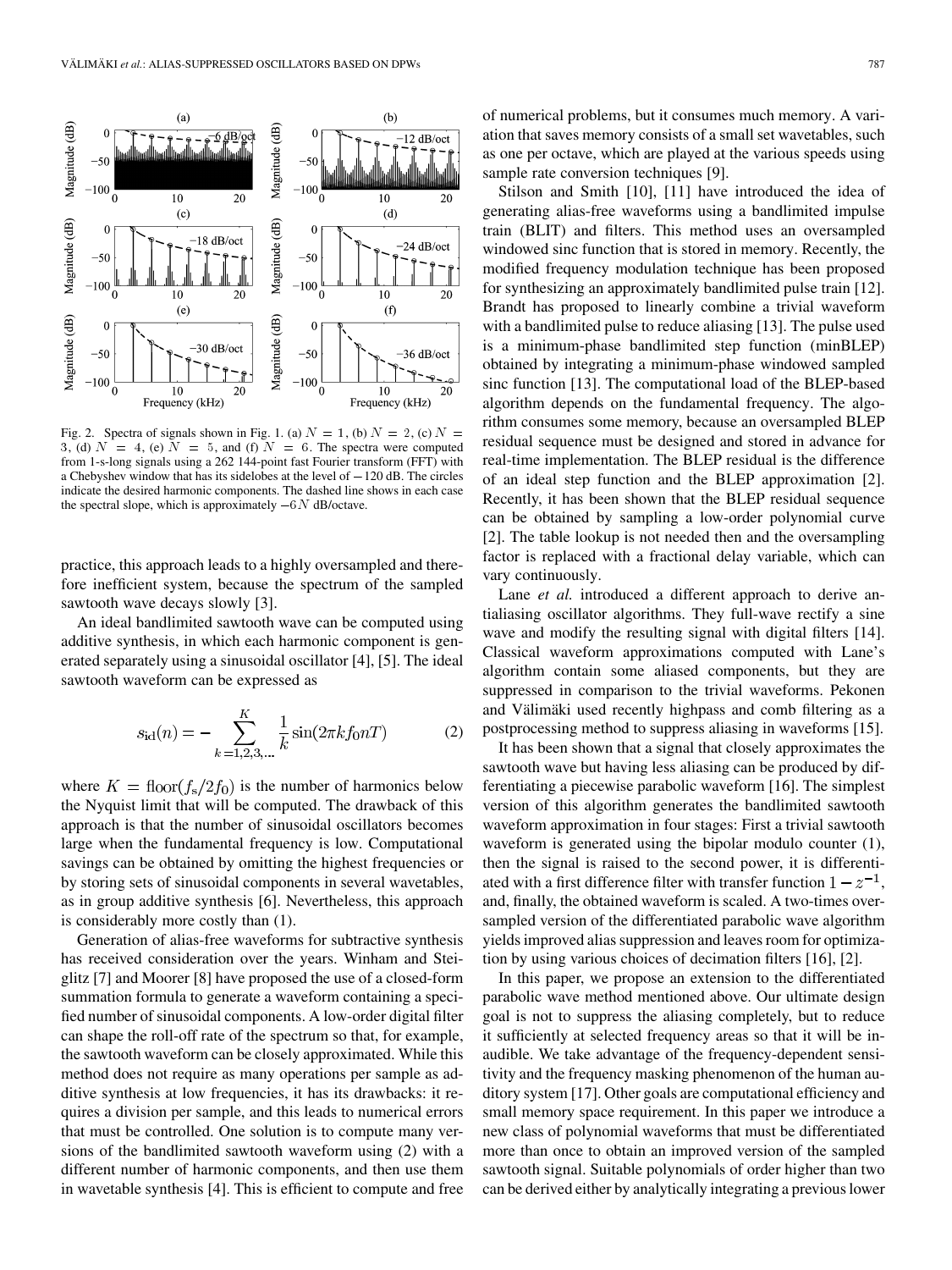Fig. 2. Spectra of signals shown in Fig. 1. (a) $N = 1$, (b) $N = 2$, (c) $N = 3$, (d) $N = 4$, (e) $N = 5$, and (f) $N = 6$. The spectra were computed from 1-s-long signals using a 262 144-point fast Fourier transform (FFT) with a Chebyshev window that has its sidelobes at the level of $-120$ dB. The circles indicate the desired harmonic components. The dashed line shows in each case the spectral slope, which is approximately $-6N$ dB/octave.

practice, this approach leads to a highly oversampled and therefore inefficient system, because the spectrum of the sampled sawtooth wave decays slowly [3].

An ideal bandlimited sawtooth wave can be computed using additive synthesis, in which each harmonic component is generated separately using a sinusoidal oscillator [4], [5]. The ideal sawtooth waveform can be expressed as

$$s_{\mathrm{id}}(n) = -\sum_{k=1,2,3,\ldots}^{K} \frac{1}{k} \sin(2\pi k f_0 n T) \tag{2}$$

where $K = \mathrm{floor}(f_s/2f_0)$ is the number of harmonics below the Nyquist limit that will be computed. The drawback of this approach is that the number of sinusoidal oscillators becomes large when the fundamental frequency is low. Computational savings can be obtained by omitting the highest frequencies or by storing sets of sinusoidal components in several wavetables, as in group additive synthesis [6]. Nevertheless, this approach is considerably more costly than (1).

Generation of alias-free waveforms for subtractive synthesis has received consideration over the years. Winham and Steiglitz [7] and Moorer [8] have proposed the use of a closed-form summation formula to generate a waveform containing a specified number of sinusoidal components. A low-order digital filter can shape the roll-off rate of the spectrum so that, for example, the sawtooth waveform can be closely approximated. While this method does not require as many operations per sample as additive synthesis at low frequencies, it has its drawbacks: it requires a division per sample, and this leads to numerical errors that must be controlled. One solution is to compute many versions of the bandlimited sawtooth waveform using (2) with a different number of harmonic components, and then use them in wavetable synthesis [4]. This is efficient to compute and free of numerical problems, but it consumes much memory. A variation that saves memory consists of a small set wavetables, such as one per octave, which are played at the various speeds using sample rate conversion techniques [9].

Stilson and Smith [10], [11] have introduced the idea of generating alias-free waveforms using a bandlimited impulse train (BLIT) and filters. This method uses an oversampled windowed sinc function that is stored in memory. Recently, the modified frequency modulation technique has been proposed for synthesizing an approximately bandlimited pulse train [12]. Brandt has proposed to linearly combine a trivial waveform with a bandlimited pulse to reduce aliasing [13]. The pulse used is a minimum-phase bandlimited step function (minBLEP) obtained by integrating a minimum-phase windowed sampled sinc function [13]. The computational load of the BLEP-based algorithm depends on the fundamental frequency. The algorithm consumes some memory, because an oversampled BLEP residual sequence must be designed and stored in advance for real-time implementation. The BLEP residual is the difference of an ideal step function and the BLEP approximation [2]. Recently, it has been shown that the BLEP residual sequence can be obtained by sampling a low-order polynomial curve [2]. The table lookup is not needed then and the oversampling factor is replaced with a fractional delay variable, which can vary continuously.

Lane *et al.* introduced a different approach to derive antialiasing oscillator algorithms. They full-wave rectify a sine wave and modify the resulting signal with digital filters [14]. Classical waveform approximations computed with Lane's algorithm contain some aliased components, but they are suppressed in comparison to the trivial waveforms. Pekonen and Välimäki used recently highpass and comb filtering as a postprocessing method to suppress aliasing in waveforms [15].

It has been shown that a signal that closely approximates the sawtooth wave but having less aliasing can be produced by differentiating a piecewise parabolic waveform [16]. The simplest version of this algorithm generates the bandlimited sawtooth waveform approximation in four stages: First a trivial sawtooth waveform is generated using the bipolar modulo counter (1), then the signal is raised to the second power, it is differentiated with a first difference filter with transfer function $1 - z^{-1}$, and, finally, the obtained waveform is scaled. A two-times oversampled version of the differentiated parabolic wave algorithm yields improved alias suppression and leaves room for optimization by using various choices of decimation filters [16], [2].

In this paper, we propose an extension to the differentiated parabolic wave method mentioned above. Our ultimate design goal is not to suppress the aliasing completely, but to reduce it sufficiently at selected frequency areas so that it will be inaudible. We take advantage of the frequency-dependent sensitivity and the frequency masking phenomenon of the human auditory system [17]. Other goals are computational efficiency and small memory space requirement. In this paper we introduce a new class of polynomial waveforms that must be differentiated more than once to obtain an improved version of the sampled sawtooth signal. Suitable polynomials of order higher than two can be derived either by analytically integrating a previous lower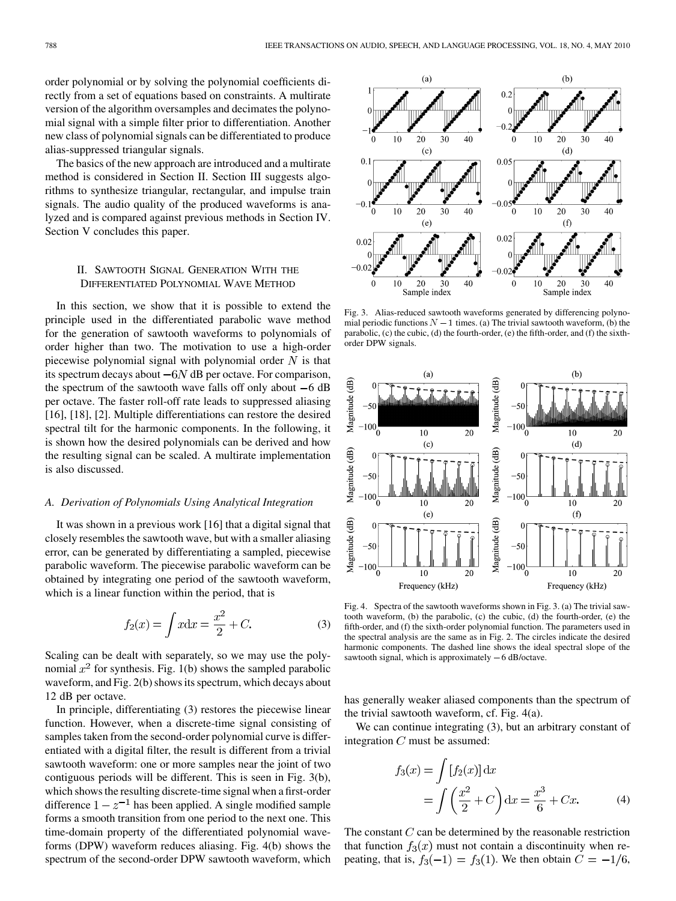order polynomial or by solving the polynomial coefficients directly from a set of equations based on constraints. A multirate version of the algorithm oversamples and decimates the polynomial signal with a simple filter prior to differentiation. Another new class of polynomial signals can be differentiated to produce alias-suppressed triangular signals.

The basics of the new approach are introduced and a multirate method is considered in Section II. Section III suggests algorithms to synthesize triangular, rectangular, and impulse train signals. The audio quality of the produced waveforms is analyzed and is compared against previous methods in Section IV. Section V concludes this paper.

## II. Sawtooth Signal Generation With the Differentiated Polynomial Wave Method

In this section, we show that it is possible to extend the principle used in the differentiated parabolic wave method for the generation of sawtooth waveforms to polynomials of order higher than two. The motivation to use a high-order piecewise polynomial signal with polynomial order $N$ is that its spectrum decays about $-6N$ dB per octave. For comparison, the spectrum of the sawtooth wave falls off only about $-6$ dB per octave. The faster roll-off rate leads to suppressed aliasing [16], [18], [2]. Multiple differentiations can restore the desired spectral tilt for the harmonic components. In the following, it is shown how the desired polynomials can be derived and how the resulting signal can be scaled. A multirate implementation is also discussed.

### A. Derivation of Polynomials Using Analytical Integration

It was shown in a previous work [16] that a digital signal that closely resembles the sawtooth wave, but with a smaller aliasing error, can be generated by differentiating a sampled, piecewise parabolic waveform. The piecewise parabolic waveform can be obtained by integrating one period of the sawtooth waveform, which is a linear function within the period, that is

$$f_2(x) = \int x \mathrm{d}x = \frac{x^2}{2} + C. \tag{3}$$

Scaling can be dealt with separately, so we may use the polynomial $x^2$ for synthesis. Fig. 1(b) shows the sampled parabolic waveform, and Fig. 2(b) shows its spectrum, which decays about 12 dB per octave.

In principle, differentiating (3) restores the piecewise linear function. However, when a discrete-time signal consisting of samples taken from the second-order polynomial curve is differentiated with a digital filter, the result is different from a trivial sawtooth waveform: one or more samples near the joint of two contiguous periods will be different. This is seen in Fig. 3(b), which shows the resulting discrete-time signal when a first-order difference $1 - z^{-1}$ has been applied. A single modified sample forms a smooth transition from one period to the next one. This time-domain property of the differentiated polynomial waveforms (DPW) waveform reduces aliasing. Fig. 4(b) shows the spectrum of the second-order DPW sawtooth waveform, which has generally weaker aliased components than the spectrum of the trivial sawtooth waveform, cf. Fig. 4(a).

Fig. 3. Alias-reduced sawtooth waveforms generated by differencing polynomial periodic functions $N-1$ times. (a) The trivial sawtooth waveform, (b) the parabolic, (c) the cubic, (d) the fourth-order, (e) the fifth-order, and (f) the sixth-order DPW signals.

Fig. 4. Spectra of the sawtooth waveforms shown in Fig. 3. (a) The trivial sawtooth waveform, (b) the parabolic, (c) the cubic, (d) the fourth-order, (e) the fifth-order, and (f) the sixth-order polynomial function. The parameters used in the spectral analysis are the same as in Fig. 2. The circles indicate the desired harmonic components. The dashed line shows the ideal spectral slope of the sawtooth signal, which is approximately $-6$ dB/octave.

We can continue integrating (3), but an arbitrary constant of integration $C$ must be assumed:

$$\begin{aligned} f_3(x) &= \int [f_2(x)] \, \mathrm{d}x \\ &= \int \left(\frac{x^2}{2} + C\right) \mathrm{d}x = \frac{x^3}{6} + Cx. \end{aligned} \tag{4}$$

The constant $C$ can be determined by the reasonable restriction that function $f_3(x)$ must not contain a discontinuity when repeating, that is, $f_3(-1) = f_3(1)$. We then obtain $C = -1/6$,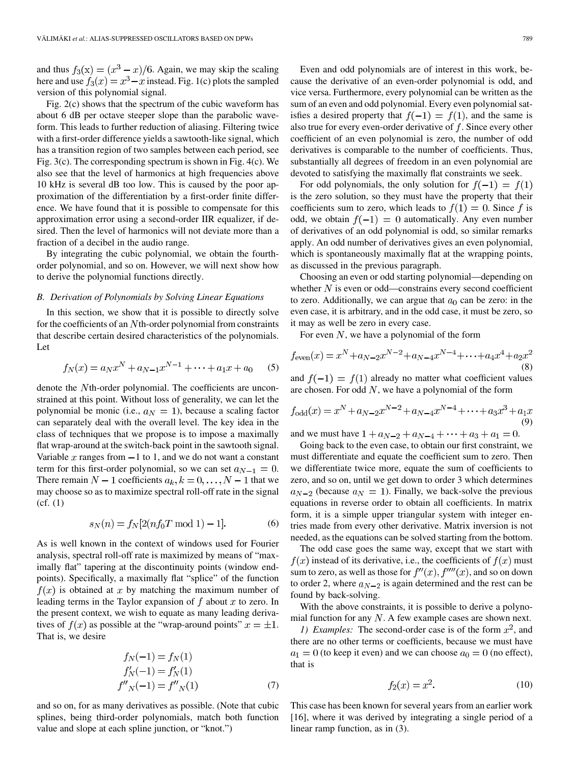and thus $f_3(\mathrm{x}) = (x^3 - x)/6$. Again, we may skip the scaling here and use $f_3(x) = x^3 - x$ instead. Fig. 1(c) plots the sampled version of this polynomial signal.

Fig. 2(c) shows that the spectrum of the cubic waveform has about 6 dB per octave steeper slope than the parabolic waveform. This leads to further reduction of aliasing. Filtering twice with a first-order difference yields a sawtooth-like signal, which has a transition region of two samples between each period, see Fig. 3(c). The corresponding spectrum is shown in Fig. 4(c). We also see that the level of harmonics at high frequencies above 10 kHz is several dB too low. This is caused by the poor approximation of the differentiation by a first-order finite difference. We have found that it is possible to compensate for this approximation error using a second-order IIR equalizer, if desired. Then the level of harmonics will not deviate more than a fraction of a decibel in the audio range.

By integrating the cubic polynomial, we obtain the fourth-order polynomial, and so on. However, we will next show how to derive the polynomial functions directly.

### *B. Derivation of Polynomials by Solving Linear Equations*

In this section, we show that it is possible to directly solve for the coefficients of an $N$th-order polynomial from constraints that describe certain desired characteristics of the polynomials. Let

$$f_N(x) = a_N x^N + a_{N-1}x^{N-1} + \cdots + a_1 x + a_0 \qquad (5)$$

denote the $N$th-order polynomial. The coefficients are unconstrained at this point. Without loss of generality, we can let the polynomial be monic (i.e., $a_N = 1$), because a scaling factor can separately deal with the overall level. The key idea in the class of techniques that we propose is to impose a maximally flat wrap-around at the switch-back point in the sawtooth signal. Variable $x$ ranges from $-1$ to 1, and we do not want a constant term for this first-order polynomial, so we can set $a_{N-1} = 0$. There remain $N-1$ coefficients $a_k, k = 0, \ldots, N-1$ that we may choose so as to maximize spectral roll-off rate in the signal (cf. (1)

$$s_N(n) = f_N[2(nf_0T \bmod 1) - 1]. \qquad (6)$$

As is well known in the context of windows used for Fourier analysis, spectral roll-off rate is maximized by means of "maximally flat" tapering at the discontinuity points (window endpoints). Specifically, a maximally flat "splice" of the function $f(x)$ is obtained at $x$ by matching the maximum number of leading terms in the Taylor expansion of $f$ about $x$ to zero. In the present context, we wish to equate as many leading derivatives of $f(x)$ as possible at the "wrap-around points" $x = \pm 1$. That is, we desire

$$\begin{aligned} f_N(-1) &= f_N(1) \\ f'_N(-1) &= f'_N(1) \\ f''{}_N(-1) &= f''{}_N(1) \end{aligned} \qquad (7)$$

and so on, for as many derivatives as possible. (Note that cubic splines, being third-order polynomials, match both function value and slope at each spline junction, or "knot.")

Even and odd polynomials are of interest in this work, because the derivative of an even-order polynomial is odd, and vice versa. Furthermore, every polynomial can be written as the sum of an even and odd polynomial. Every even polynomial satisfies a desired property that $f(-1) = f(1)$, and the same is also true for every even-order derivative of $f$. Since every other coefficient of an even polynomial is zero, the number of odd derivatives is comparable to the number of coefficients. Thus, substantially all degrees of freedom in an even polynomial are devoted to satisfying the maximally flat constraints we seek.

For odd polynomials, the only solution for $f(-1) = f(1)$ is the zero solution, so they must have the property that their coefficients sum to zero, which leads to $f(1) = 0$. Since $f$ is odd, we obtain $f(-1) = 0$ automatically. Any even number of derivatives of an odd polynomial is odd, so similar remarks apply. An odd number of derivatives gives an even polynomial, which is spontaneously maximally flat at the wrapping points, as discussed in the previous paragraph.

Choosing an even or odd starting polynomial—depending on whether $N$ is even or odd—constrains every second coefficient to zero. Additionally, we can argue that $a_0$ can be zero: in the even case, it is arbitrary, and in the odd case, it must be zero, so it may as well be zero in every case.

For even $N$, we have a polynomial of the form

$$f_{\text{even}}(x) = x^N + a_{N-2}x^{N-2} + a_{N-4}x^{N-4} + \cdots + a_4x^4 + a_2x^2 \qquad (8)$$

and $f(-1) = f(1)$ already no matter what coefficient values are chosen. For odd $N$, we have a polynomial of the form

$$f_{\text{odd}}(x) = x^N + a_{N-2}x^{N-2} + a_{N-4}x^{N-4} + \cdots + a_3x^3 + a_1x \qquad (9)$$

and we must have $1 + a_{N-2} + a_{N-4} + \cdots + a_3 + a_1 = 0$.

Going back to the even case, to obtain our first constraint, we must differentiate and equate the coefficient sum to zero. Then we differentiate twice more, equate the sum of coefficients to zero, and so on, until we get down to order 3 which determines $a_{N-2}$ (because $a_N = 1$). Finally, we back-solve the previous equations in reverse order to obtain all coefficients. In matrix form, it is a simple upper triangular system with integer entries made from every other derivative. Matrix inversion is not needed, as the equations can be solved starting from the bottom.

The odd case goes the same way, except that we start with $f(x)$ instead of its derivative, i.e., the coefficients of $f(x)$ must sum to zero, as well as those for $f''(x), f''''(x)$, and so on down to order 2, where $a_{N-2}$ is again determined and the rest can be found by back-solving.

With the above constraints, it is possible to derive a polynomial function for any $N$. A few example cases are shown next.

*1) Examples:* The second-order case is of the form $x^2$, and there are no other terms or coefficients, because we must have $a_1 = 0$ (to keep it even) and we can choose $a_0 = 0$ (no effect), that is

$$f_2(x) = x^2. \qquad (10)$$

This case has been known for several years from an earlier work [16], where it was derived by integrating a single period of a linear ramp function, as in (3).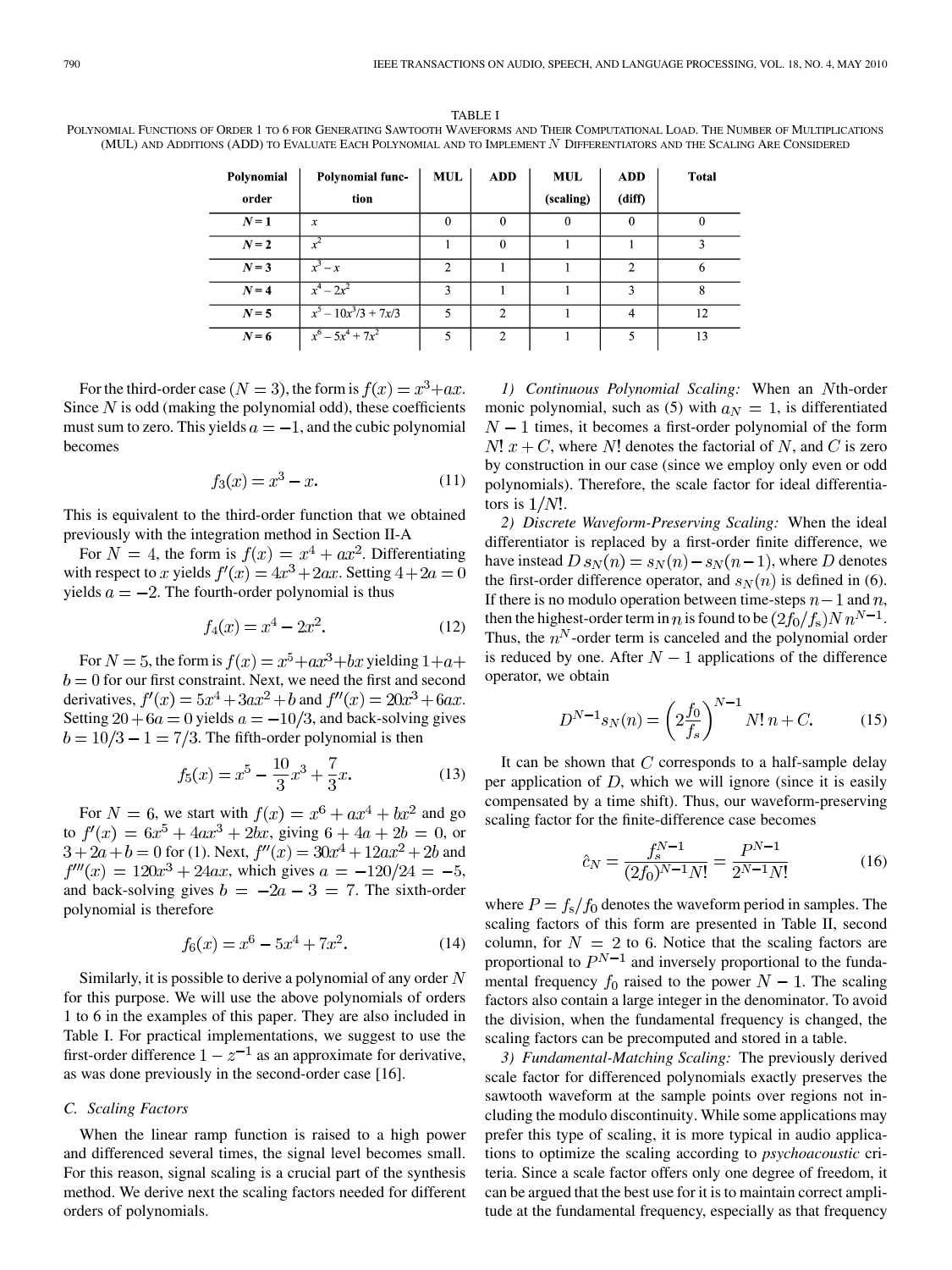TABLE I

POLYNOMIAL FUNCTIONS OF ORDER 1 TO 6 FOR GENERATING SAWTOOTH WAVEFORMS AND THEIR COMPUTATIONAL LOAD. THE NUMBER OF MULTIPLICATIONS (MUL) AND ADDITIONS (ADD) TO EVALUATE EACH POLYNOMIAL AND TO IMPLEMENT $N$ DIFFERENTIATORS AND THE SCALING ARE CONSIDERED

| Polynomial order | Polynomial function | MUL | ADD | MUL (scaling) | ADD (diff) | Total |
|---|---|---|---|---|---|---|
| $N = 1$ | $x$ | 0 | 0 | 0 | 0 | 0 |
| $N = 2$ | $x^2$ | 1 | 0 | 1 | 1 | 3 |
| $N = 3$ | $x^3 - x$ | 2 | 1 | 1 | 2 | 6 |
| $N = 4$ | $x^4 - 2x^2$ | 3 | 1 | 1 | 3 | 8 |
| $N = 5$ | $x^5 - 10x^3/3 + 7x/3$ | 5 | 2 | 1 | 4 | 12 |
| $N = 6$ | $x^6 - 5x^4 + 7x^2$ | 5 | 2 | 1 | 5 | 13 |

For the third-order case $(N = 3)$, the form is $f(x) = x^3 + ax$. Since $N$ is odd (making the polynomial odd), these coefficients must sum to zero. This yields $a = -1$, and the cubic polynomial becomes

$$f_3(x) = x^3 - x. \tag{11}$$

This is equivalent to the third-order function that we obtained previously with the integration method in Section II-A

For $N = 4$, the form is $f(x) = x^4 + ax^2$. Differentiating with respect to $x$ yields $f'(x) = 4x^3 + 2ax$. Setting $4 + 2a = 0$ yields $a = -2$. The fourth-order polynomial is thus

$$f_4(x) = x^4 - 2x^2. \tag{12}$$

For $N = 5$, the form is $f(x) = x^5 + ax^3 + bx$ yielding $1 + a + b = 0$ for our first constraint. Next, we need the first and second derivatives, $f'(x) = 5x^4 + 3ax^2 + b$ and $f''(x) = 20x^3 + 6ax$. Setting $20 + 6a = 0$ yields $a = -10/3$, and back-solving gives $b = 10/3 - 1 = 7/3$. The fifth-order polynomial is then

$$f_5(x) = x^5 - \frac{10}{3}x^3 + \frac{7}{3}x. \tag{13}$$

For $N = 6$, we start with $f(x) = x^6 + ax^4 + bx^2$ and go to $f'(x) = 6x^5 + 4ax^3 + 2bx$, giving $6 + 4a + 2b = 0$, or $3 + 2a + b = 0$ for (1). Next, $f''(x) = 30x^4 + 12ax^2 + 2b$ and $f'''(x) = 120x^3 + 24ax$, which gives $a = -120/24 = -5$, and back-solving gives $b = -2a - 3 = 7$. The sixth-order polynomial is therefore

$$f_6(x) = x^6 - 5x^4 + 7x^2. \tag{14}$$

Similarly, it is possible to derive a polynomial of any order $N$ for this purpose. We will use the above polynomials of orders 1 to 6 in the examples of this paper. They are also included in Table I. For practical implementations, we suggest to use the first-order difference $1 - z^{-1}$ as an approximate for derivative, as was done previously in the second-order case [16].

### C. Scaling Factors

When the linear ramp function is raised to a high power and differenced several times, the signal level becomes small. For this reason, signal scaling is a crucial part of the synthesis method. We derive next the scaling factors needed for different orders of polynomials.

*1) Continuous Polynomial Scaling:* When an $N$th-order monic polynomial, such as (5) with $a_N = 1$, is differentiated $N - 1$ times, it becomes a first-order polynomial of the form $N!\, x + C$, where $N!$ denotes the factorial of $N$, and $C$ is zero by construction in our case (since we employ only even or odd polynomials). Therefore, the scale factor for ideal differentiators is $1/N!$.

*2) Discrete Waveform-Preserving Scaling:* When the ideal differentiator is replaced by a first-order finite difference, we have instead $D\, s_N(n) = s_N(n) - s_N(n-1)$, where $D$ denotes the first-order difference operator, and $s_N(n)$ is defined in (6). If there is no modulo operation between time-steps $n-1$ and $n$, then the highest-order term in $n$ is found to be $(2f_0/f_s) N\, n^{N-1}$. Thus, the $n^N$-order term is canceled and the polynomial order is reduced by one. After $N - 1$ applications of the difference operator, we obtain

$$D^{N-1} s_N(n) = \left(2\frac{f_0}{f_s}\right)^{N-1} N!\, n + C. \tag{15}$$

It can be shown that $C$ corresponds to a half-sample delay per application of $D$, which we will ignore (since it is easily compensated by a time shift). Thus, our waveform-preserving scaling factor for the finite-difference case becomes

$$\hat{c}_N = \frac{f_s^{N-1}}{(2f_0)^{N-1} N!} = \frac{P^{N-1}}{2^{N-1} N!} \tag{16}$$

where $P = f_s/f_0$ denotes the waveform period in samples. The scaling factors of this form are presented in Table II, second column, for $N = 2$ to 6. Notice that the scaling factors are proportional to $P^{N-1}$ and inversely proportional to the fundamental frequency $f_0$ raised to the power $N - 1$. The scaling factors also contain a large integer in the denominator. To avoid the division, when the fundamental frequency is changed, the scaling factors can be precomputed and stored in a table.

*3) Fundamental-Matching Scaling:* The previously derived scale factor for differenced polynomials exactly preserves the sawtooth waveform at the sample points over regions not including the modulo discontinuity. While some applications may prefer this type of scaling, it is more typical in audio applications to optimize the scaling according to *psychoacoustic* criteria. Since a scale factor offers only one degree of freedom, it can be argued that the best use for it is to maintain correct amplitude at the fundamental frequency, especially as that frequency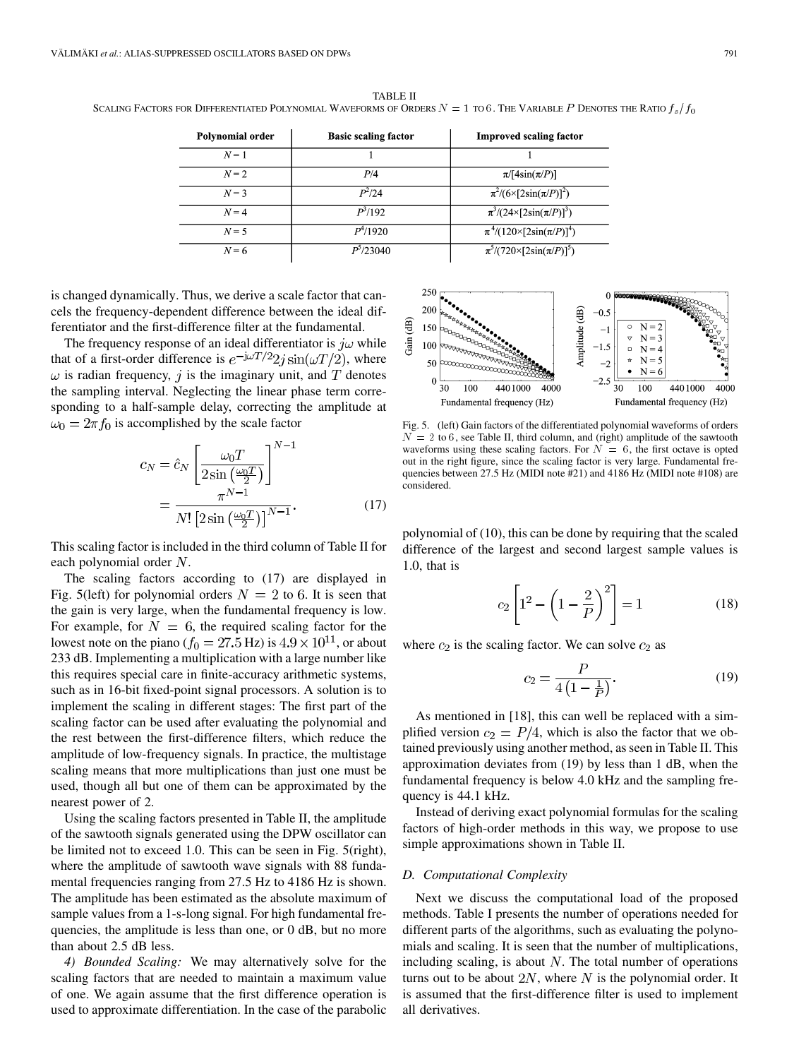TABLE II
SCALING FACTORS FOR DIFFERENTIATED POLYNOMIAL WAVEFORMS OF ORDERS $N = 1$ TO 6. THE VARIABLE $P$ DENOTES THE RATIO $f_s/f_0$

| Polynomial order | Basic scaling factor | Improved scaling factor |
|---|---|---|
| $N = 1$ | 1 | 1 |
| $N = 2$ | $P/4$ | $\pi/[4\sin(\pi/P)]$ |
| $N = 3$ | $P^2/24$ | $\pi^2/(6\times[2\sin(\pi/P)]^2)$ |
| $N = 4$ | $P^3/192$ | $\pi^3/(24\times[2\sin(\pi/P)]^3)$ |
| $N = 5$ | $P^4/1920$ | $\pi^4/(120\times[2\sin(\pi/P)]^4)$ |
| $N = 6$ | $P^5/23040$ | $\pi^5/(720\times[2\sin(\pi/P)]^5)$ |

is changed dynamically. Thus, we derive a scale factor that cancels the frequency-dependent difference between the ideal differentiator and the first-difference filter at the fundamental.

The frequency response of an ideal differentiator is $j\omega$ while that of a first-order difference is $e^{-j\omega T/2}2j\sin(\omega T/2)$, where $\omega$ is radian frequency, $j$ is the imaginary unit, and $T$ denotes the sampling interval. Neglecting the linear phase term corresponding to a half-sample delay, correcting the amplitude at $\omega_0 = 2\pi f_0$ is accomplished by the scale factor

$$c_N = \hat{c}_N \left[\frac{\omega_0 T}{2\sin\left(\frac{\omega_0 T}{2}\right)}\right]^{N-1} = \frac{\pi^{N-1}}{N!\left[2\sin\left(\frac{\omega_0 T}{2}\right)\right]^{N-1}}. \tag{17}$$

This scaling factor is included in the third column of Table II for each polynomial order $N$.

The scaling factors according to (17) are displayed in Fig. 5(left) for polynomial orders $N = 2$ to 6. It is seen that the gain is very large, when the fundamental frequency is low. For example, for $N = 6$, the required scaling factor for the lowest note on the piano ($f_0 = 27.5$ Hz) is $4.9 \times 10^{11}$, or about 233 dB. Implementing a multiplication with a large number like this requires special care in finite-accuracy arithmetic systems, such as in 16-bit fixed-point signal processors. A solution is to implement the scaling in different stages: The first part of the scaling factor can be used after evaluating the polynomial and the rest between the first-difference filters, which reduce the amplitude of low-frequency signals. In practice, the multistage scaling means that more multiplications than just one must be used, though all but one of them can be approximated by the nearest power of 2.

Using the scaling factors presented in Table II, the amplitude of the sawtooth signals generated using the DPW oscillator can be limited not to exceed 1.0. This can be seen in Fig. 5(right), where the amplitude of sawtooth wave signals with 88 fundamental frequencies ranging from 27.5 Hz to 4186 Hz is shown. The amplitude has been estimated as the absolute maximum of sample values from a 1-s-long signal. For high fundamental frequencies, the amplitude is less than one, or 0 dB, but no more than about 2.5 dB less.

*4) Bounded Scaling:* We may alternatively solve for the scaling factors that are needed to maintain a maximum value of one. We again assume that the first difference operation is used to approximate differentiation. In the case of the parabolic polynomial of (10), this can be done by requiring that the scaled difference of the largest and second largest sample values is 1.0, that is

$$c_2\left[1^2 - \left(1 - \frac{2}{P}\right)^2\right] = 1 \tag{18}$$

where $c_2$ is the scaling factor. We can solve $c_2$ as

$$c_2 = \frac{P}{4\left(1 - \frac{1}{P}\right)}. \tag{19}$$

As mentioned in [18], this can well be replaced with a simplified version $c_2 = P/4$, which is also the factor that we obtained previously using another method, as seen in Table II. This approximation deviates from (19) by less than 1 dB, when the fundamental frequency is below 4.0 kHz and the sampling frequency is 44.1 kHz.

Instead of deriving exact polynomial formulas for the scaling factors of high-order methods in this way, we propose to use simple approximations shown in Table II.

Fig. 5. (left) Gain factors of the differentiated polynomial waveforms of orders $N = 2$ to 6, see Table II, third column, and (right) amplitude of the sawtooth waveforms using these scaling factors. For $N = 6$, the first octave is opted out in the right figure, since the scaling factor is very large. Fundamental frequencies between 27.5 Hz (MIDI note #21) and 4186 Hz (MIDI note #108) are considered.

### D. Computational Complexity

Next we discuss the computational load of the proposed methods. Table I presents the number of operations needed for different parts of the algorithms, such as evaluating the polynomials and scaling. It is seen that the number of multiplications, including scaling, is about $N$. The total number of operations turns out to be about $2N$, where $N$ is the polynomial order. It is assumed that the first-difference filter is used to implement all derivatives.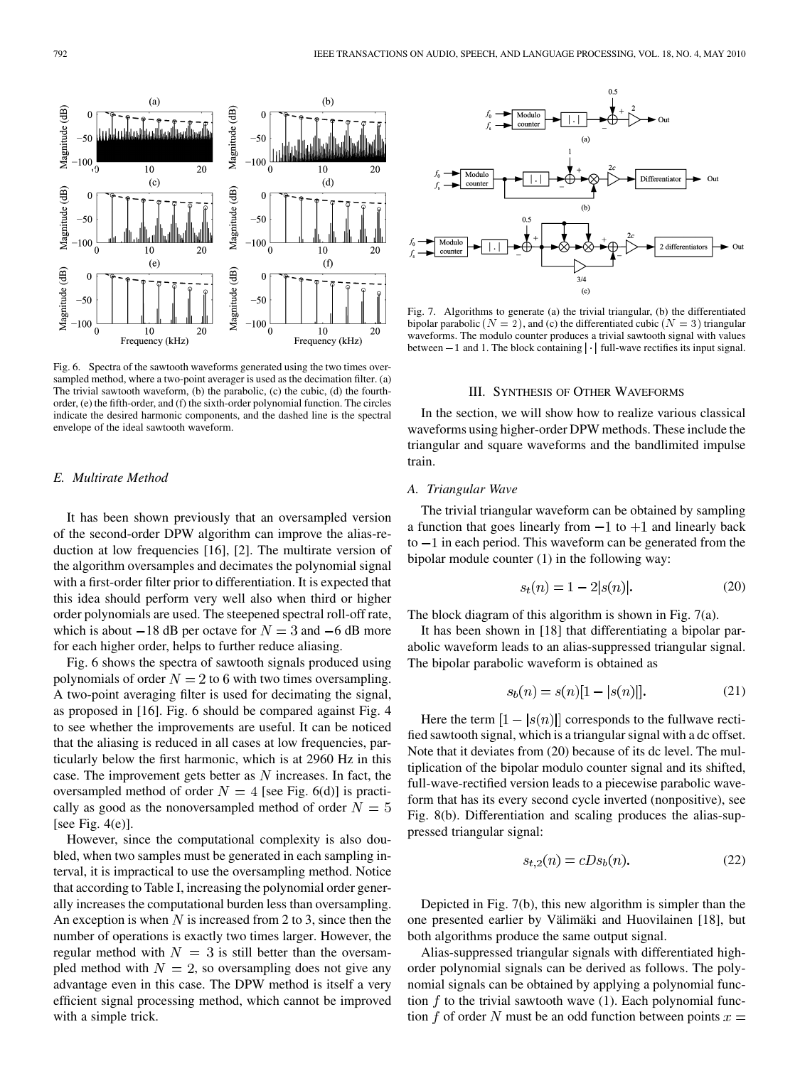Fig. 6. Spectra of the sawtooth waveforms generated using the two times oversampled method, where a two-point averager is used as the decimation filter. (a) The trivial sawtooth waveform, (b) the parabolic, (c) the cubic, (d) the fourth-order, (e) the fifth-order, and (f) the sixth-order polynomial function. The circles indicate the desired harmonic components, and the dashed line is the spectral envelope of the ideal sawtooth waveform.

### E. Multirate Method

It has been shown previously that an oversampled version of the second-order DPW algorithm can improve the alias-reduction at low frequencies [16], [2]. The multirate version of the algorithm oversamples and decimates the polynomial signal with a first-order filter prior to differentiation. It is expected that this idea should perform very well also when third or higher order polynomials are used. The steepened spectral roll-off rate, which is about $-18$ dB per octave for $N = 3$ and $-6$ dB more for each higher order, helps to further reduce aliasing.

Fig. 6 shows the spectra of sawtooth signals produced using polynomials of order $N = 2$ to 6 with two times oversampling. A two-point averaging filter is used for decimating the signal, as proposed in [16]. Fig. 6 should be compared against Fig. 4 to see whether the improvements are useful. It can be noticed that the aliasing is reduced in all cases at low frequencies, particularly below the first harmonic, which is at 2960 Hz in this case. The improvement gets better as $N$ increases. In fact, the oversampled method of order $N = 4$ [see Fig. 6(d)] is practically as good as the nonoversampled method of order $N = 5$ [see Fig. 4(e)].

However, since the computational complexity is also doubled, when two samples must be generated in each sampling interval, it is impractical to use the oversampling method. Notice that according to Table I, increasing the polynomial order generally increases the computational burden less than oversampling. An exception is when $N$ is increased from 2 to 3, since then the number of operations is exactly two times larger. However, the regular method with $N = 3$ is still better than the oversampled method with $N = 2$, so oversampling does not give any advantage even in this case. The DPW method is itself a very efficient signal processing method, which cannot be improved with a simple trick.

Fig. 7. Algorithms to generate (a) the trivial triangular, (b) the differentiated bipolar parabolic ($N = 2$), and (c) the differentiated cubic ($N = 3$) triangular waveforms. The modulo counter produces a trivial sawtooth signal with values between $-1$ and 1. The block containing $|\cdot|$ full-wave rectifies its input signal.

## III. Synthesis of Other Waveforms

In the section, we will show how to realize various classical waveforms using higher-order DPW methods. These include the triangular and square waveforms and the bandlimited impulse train.

### A. Triangular Wave

The trivial triangular waveform can be obtained by sampling a function that goes linearly from $-1$ to $+1$ and linearly back to $-1$ in each period. This waveform can be generated from the bipolar module counter (1) in the following way:

$$s_t(n) = 1 - 2|s(n)|. \tag{20}$$

The block diagram of this algorithm is shown in Fig. 7(a).

It has been shown in [18] that differentiating a bipolar parabolic waveform leads to an alias-suppressed triangular signal. The bipolar parabolic waveform is obtained as

$$s_b(n) = s(n)[1 - |s(n)|]. \tag{21}$$

Here the term $[1 - |s(n)|]$ corresponds to the fullwave rectified sawtooth signal, which is a triangular signal with a dc offset. Note that it deviates from (20) because of its dc level. The multiplication of the bipolar modulo counter signal and its shifted, full-wave-rectified version leads to a piecewise parabolic waveform that has its every second cycle inverted (nonpositive), see Fig. 8(b). Differentiation and scaling produces the alias-suppressed triangular signal:

$$s_{t,2}(n) = cDs_b(n). \tag{22}$$

Depicted in Fig. 7(b), this new algorithm is simpler than the one presented earlier by Välimäki and Huovilainen [18], but both algorithms produce the same output signal.

Alias-suppressed triangular signals with differentiated high-order polynomial signals can be derived as follows. The polynomial signals can be obtained by applying a polynomial function $f$ to the trivial sawtooth wave (1). Each polynomial function $f$ of order $N$ must be an odd function between points $x =$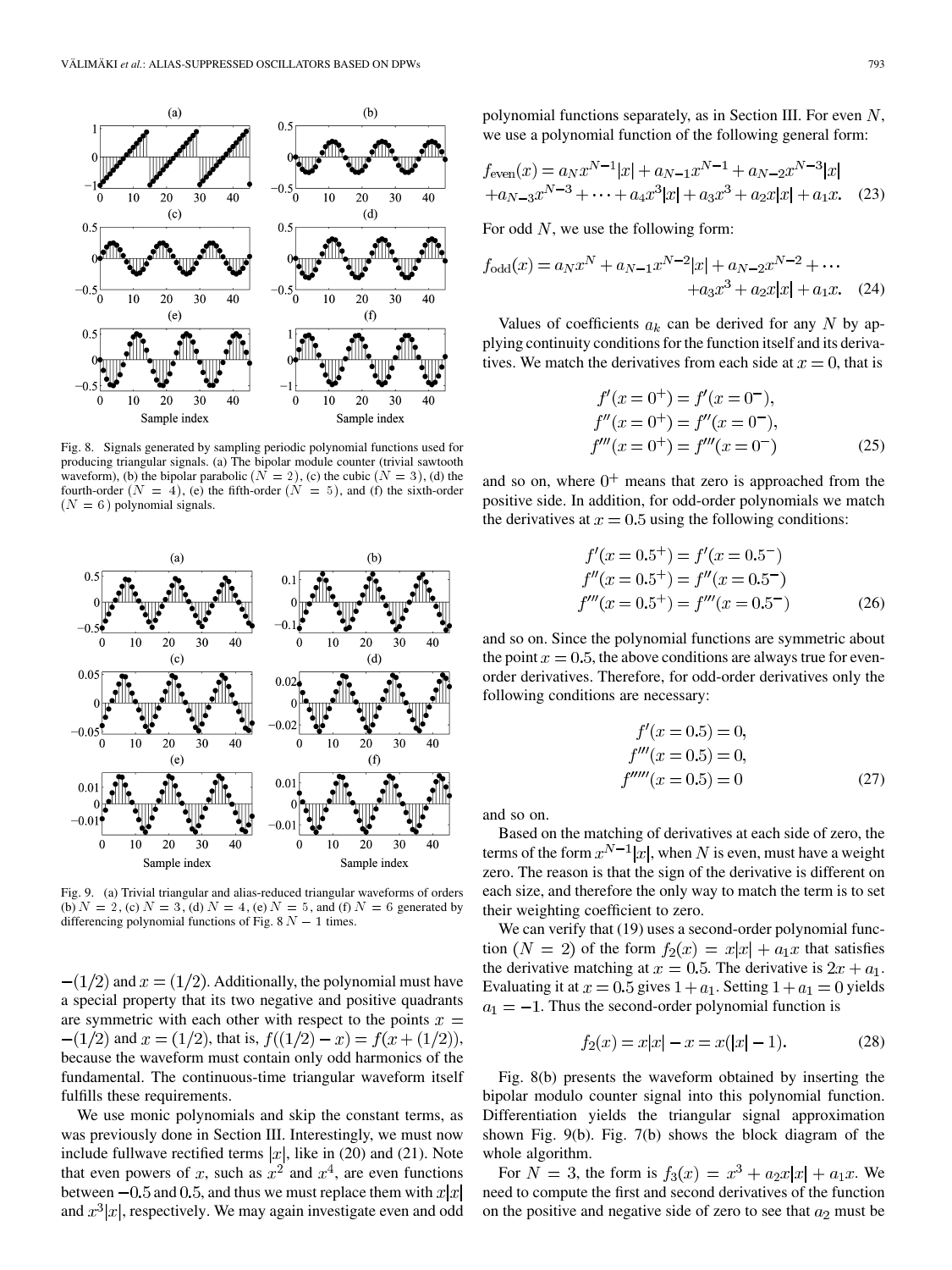Fig. 8. Signals generated by sampling periodic polynomial functions used for producing triangular signals. (a) The bipolar module counter (trivial sawtooth waveform), (b) the bipolar parabolic ($N=2$), (c) the cubic ($N=3$), (d) the fourth-order ($N=4$), (e) the fifth-order ($N=5$), and (f) the sixth-order ($N=6$) polynomial signals.

Fig. 9. (a) Trivial triangular and alias-reduced triangular waveforms of orders (b) $N=2$, (c) $N=3$, (d) $N=4$, (e) $N=5$, and (f) $N=6$ generated by differencing polynomial functions of Fig. 8 $N-1$ times.

$-(1/2)$ and $x=(1/2)$. Additionally, the polynomial must have a special property that its two negative and positive quadrants are symmetric with each other with respect to the points $x=-(1/2)$ and $x=(1/2)$, that is, $f((1/2)-x)=f(x+(1/2))$, because the waveform must contain only odd harmonics of the fundamental. The continuous-time triangular waveform itself fulfills these requirements.

We use monic polynomials and skip the constant terms, as was previously done in Section III. Interestingly, we must now include fullwave rectified terms $|x|$, like in (20) and (21). Note that even powers of $x$, such as $x^2$ and $x^4$, are even functions between $-0.5$ and $0.5$, and thus we must replace them with $x|x|$ and $x^3|x|$, respectively. We may again investigate even and odd polynomial functions separately, as in Section III. For even $N$, we use a polynomial function of the following general form:

$$f_{\text{even}}(x)=a_N x^{N-1}|x|+a_{N-1}x^{N-1}+a_{N-2}x^{N-3}|x| +a_{N-3}x^{N-3}+\cdots+a_4x^3|x|+a_3x^3+a_2x|x|+a_1x. \quad (23)$$

For odd $N$, we use the following form:

$$f_{\text{odd}}(x)=a_Nx^N+a_{N-1}x^{N-2}|x|+a_{N-2}x^{N-2}+\cdots +a_3x^3+a_2x|x|+a_1x. \quad (24)$$

Values of coefficients $a_k$ can be derived for any $N$ by applying continuity conditions for the function itself and its derivatives. We match the derivatives from each side at $x=0$, that is

$$\begin{aligned} f'(x=0^+)&=f'(x=0^-),\\ f''(x=0^+)&=f''(x=0^-),\\ f'''(x=0^+)&=f'''(x=0^-) \end{aligned} \quad (25)$$

and so on, where $0^+$ means that zero is approached from the positive side. In addition, for odd-order polynomials we match the derivatives at $x=0.5$ using the following conditions:

$$\begin{aligned} f'(x=0.5^+)&=f'(x=0.5^-)\\ f''(x=0.5^+)&=f''(x=0.5^-)\\ f'''(x=0.5^+)&=f'''(x=0.5^-) \end{aligned} \quad (26)$$

and so on. Since the polynomial functions are symmetric about the point $x=0.5$, the above conditions are always true for even-order derivatives. Therefore, for odd-order derivatives only the following conditions are necessary:

$$\begin{aligned} f'(x=0.5)&=0,\\ f'''(x=0.5)&=0,\\ f'''''(x=0.5)&=0 \end{aligned} \quad (27)$$

and so on.

Based on the matching of derivatives at each side of zero, the terms of the form $x^{N-1}|x|$, when $N$ is even, must have a weight zero. The reason is that the sign of the derivative is different on each size, and therefore the only way to match the term is to set their weighting coefficient to zero.

We can verify that (19) uses a second-order polynomial function ($N=2$) of the form $f_2(x)=x|x|+a_1x$ that satisfies the derivative matching at $x=0.5$. The derivative is $2x+a_1$. Evaluating it at $x=0.5$ gives $1+a_1$. Setting $1+a_1=0$ yields $a_1=-1$. Thus the second-order polynomial function is

$$f_2(x)=x|x|-x=x(|x|-1). \quad (28)$$

Fig. 8(b) presents the waveform obtained by inserting the bipolar modulo counter signal into this polynomial function. Differentiation yields the triangular signal approximation shown Fig. 9(b). Fig. 7(b) shows the block diagram of the whole algorithm.

For $N=3$, the form is $f_3(x)=x^3+a_2x|x|+a_1x$. We need to compute the first and second derivatives of the function on the positive and negative side of zero to see that $a_2$ must be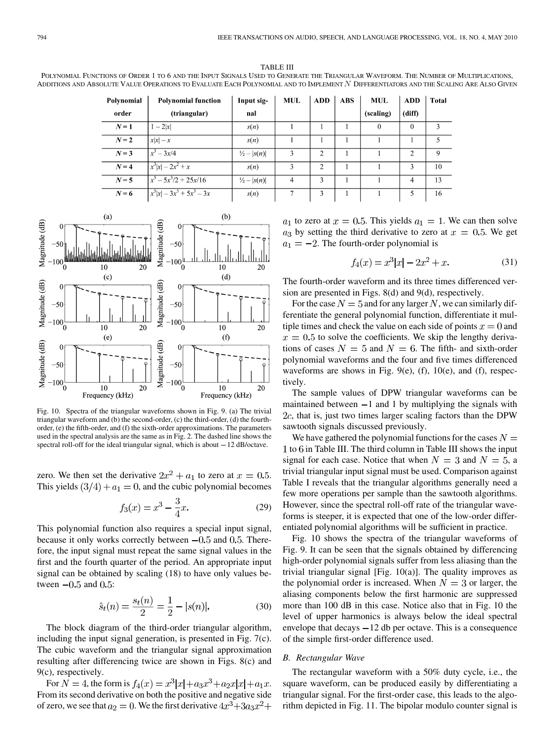TABLE III
POLYNOMIAL FUNCTIONS OF ORDER 1 TO 6 AND THE INPUT SIGNALS USED TO GENERATE THE TRIANGULAR WAVEFORM. THE NUMBER OF MULTIPLICATIONS, ADDITIONS AND ABSOLUTE VALUE OPERATIONS TO EVALUATE EACH POLYNOMIAL AND TO IMPLEMENT $N$ DIFFERENTIATORS AND THE SCALING ARE ALSO GIVEN

| Polynomial order | Polynomial function (triangular) | Input signal | MUL | ADD | ABS | MUL (scaling) | ADD (diff) | Total |
|---|---|---|---|---|---|---|---|---|
| $N = 1$ | $1 - 2\|x\|$ | $s(n)$ | 1 | 1 | 1 | 0 | 0 | 3 |
| $N = 2$ | $x\|x\| - x$ | $s(n)$ | 1 | 1 | 1 | 1 | 1 | 5 |
| $N = 3$ | $x^3 - 3x/4$ | $½ - \|s(n)\|$ | 3 | 2 | 1 | 1 | 2 | 9 |
| $N = 4$ | $x^3\|x\| - 2x^2 + x$ | $s(n)$ | 3 | 2 | 1 | 1 | 3 | 10 |
| $N = 5$ | $x^5 - 5x^3/2 + 25x/16$ | $½ - \|s(n)\|$ | 4 | 3 | 1 | 1 | 4 | 13 |
| $N = 6$ | $x^5\|x\| - 3x^5 + 5x^3 - 3x$ | $s(n)$ | 7 | 3 | 1 | 1 | 5 | 16 |

Fig. 10. Spectra of the triangular waveforms shown in Fig. 9. (a) The trivial triangular waveform and (b) the second-order, (c) the third-order, (d) the fourth-order, (e) the fifth-order, and (f) the sixth-order approximations. The parameters used in the spectral analysis are the same as in Fig. 2. The dashed line shows the spectral roll-off for the ideal triangular signal, which is about −12 dB/octave.

zero. We then set the derivative $2x^2 + a_1$ to zero at $x = 0.5$. This yields $(3/4) + a_1 = 0$, and the cubic polynomial becomes

$$f_3(x) = x^3 - \frac{3}{4}x. \tag{29}$$

This polynomial function also requires a special input signal, because it only works correctly between $-0.5$ and $0.5$. Therefore, the input signal must repeat the same signal values in the first and the fourth quarter of the period. An appropriate input signal can be obtained by scaling (18) to have only values between $-0.5$ and $0.5$:

$$\hat{s}_t(n) = \frac{s_t(n)}{2} = \frac{1}{2} - |s(n)|. \tag{30}$$

The block diagram of the third-order triangular algorithm, including the input signal generation, is presented in Fig. 7(c). The cubic waveform and the triangular signal approximation resulting after differencing twice are shown in Figs. 8(c) and 9(c), respectively.

For $N = 4$, the form is $f_4(x) = x^3|x| + a_3x^3 + a_2x|x| + a_1x$. From its second derivative on both the positive and negative side of zero, we see that $a_2 = 0$. We the first derivative $4x^3 + 3a_3x^2 + a_1$ to zero at $x = 0.5$. This yields $a_1 = 1$. We can then solve $a_3$ by setting the third derivative to zero at $x = 0.5$. We get $a_1 = -2$. The fourth-order polynomial is

$$f_4(x) = x^3|x| - 2x^2 + x. \tag{31}$$

The fourth-order waveform and its three times differenced version are presented in Figs. 8(d) and 9(d), respectively.

For the case $N = 5$ and for any larger $N$, we can similarly differentiate the general polynomial function, differentiate it multiple times and check the value on each side of points $x = 0$ and $x = 0.5$ to solve the coefficients. We skip the lengthy derivations of cases $N = 5$ and $N = 6$. The fifth- and sixth-order polynomial waveforms and the four and five times differenced waveforms are shows in Fig. 9(e), (f), 10(e), and (f), respectively.

The sample values of DPW triangular waveforms can be maintained between $-1$ and 1 by multiplying the signals with $2c$, that is, just two times larger scaling factors than the DPW sawtooth signals discussed previously.

We have gathered the polynomial functions for the cases $N = 1$ to $6$ in Table III. The third column in Table III shows the input signal for each case. Notice that when $N = 3$ and $N = 5$, a trivial triangular input signal must be used. Comparison against Table I reveals that the triangular algorithms generally need a few more operations per sample than the sawtooth algorithms. However, since the spectral roll-off rate of the triangular waveforms is steeper, it is expected that one of the low-order differentiated polynomial algorithms will be sufficient in practice.

Fig. 10 shows the spectra of the triangular waveforms of Fig. 9. It can be seen that the signals obtained by differencing high-order polynomial signals suffer from less aliasing than the trivial triangular signal [Fig. 10(a)]. The quality improves as the polynomial order is increased. When $N = 3$ or larger, the aliasing components below the first harmonic are suppressed more than 100 dB in this case. Notice also that in Fig. 10 the level of upper harmonics is always below the ideal spectral envelope that decays −12 db per octave. This is a consequence of the simple first-order difference used.

### B. Rectangular Wave

The rectangular waveform with a 50% duty cycle, i.e., the square waveform, can be produced easily by differentiating a triangular signal. For the first-order case, this leads to the algorithm depicted in Fig. 11. The bipolar modulo counter signal is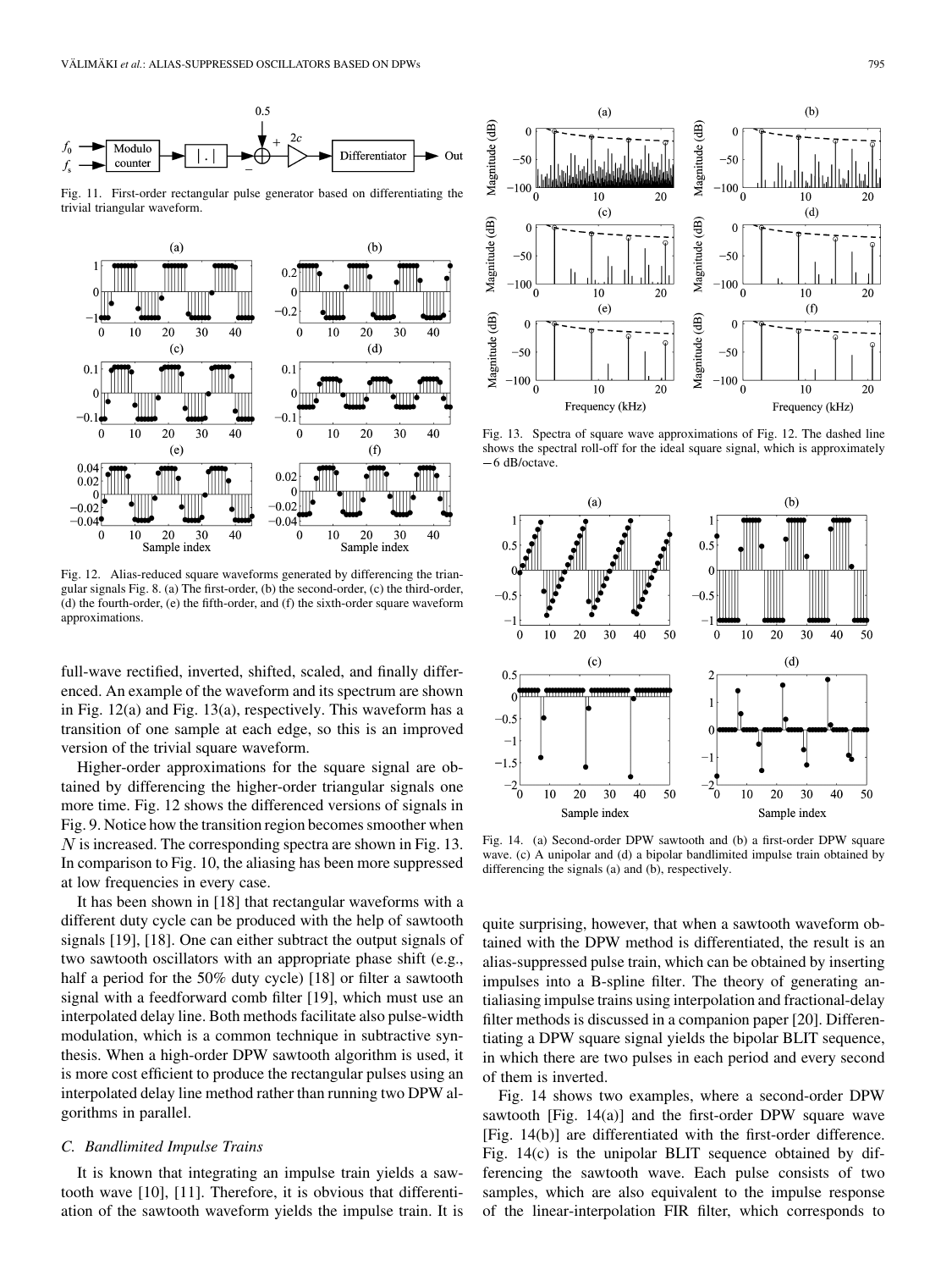Fig. 11. First-order rectangular pulse generator based on differentiating the trivial triangular waveform.

Fig. 12. Alias-reduced square waveforms generated by differencing the triangular signals Fig. 8. (a) The first-order, (b) the second-order, (c) the third-order, (d) the fourth-order, (e) the fifth-order, and (f) the sixth-order square waveform approximations.

full-wave rectified, inverted, shifted, scaled, and finally differenced. An example of the waveform and its spectrum are shown in Fig. 12(a) and Fig. 13(a), respectively. This waveform has a transition of one sample at each edge, so this is an improved version of the trivial square waveform.

Higher-order approximations for the square signal are obtained by differencing the higher-order triangular signals one more time. Fig. 12 shows the differenced versions of signals in Fig. 9. Notice how the transition region becomes smoother when $N$ is increased. The corresponding spectra are shown in Fig. 13. In comparison to Fig. 10, the aliasing has been more suppressed at low frequencies in every case.

It has been shown in [18] that rectangular waveforms with a different duty cycle can be produced with the help of sawtooth signals [19], [18]. One can either subtract the output signals of two sawtooth oscillators with an appropriate phase shift (e.g., half a period for the 50% duty cycle) [18] or filter a sawtooth signal with a feedforward comb filter [19], which must use an interpolated delay line. Both methods facilitate also pulse-width modulation, which is a common technique in subtractive synthesis. When a high-order DPW sawtooth algorithm is used, it is more cost efficient to produce the rectangular pulses using an interpolated delay line method rather than running two DPW algorithms in parallel.

### C. Bandlimited Impulse Trains

It is known that integrating an impulse train yields a sawtooth wave [10], [11]. Therefore, it is obvious that differentiation of the sawtooth waveform yields the impulse train. It is quite surprising, however, that when a sawtooth waveform obtained with the DPW method is differentiated, the result is an alias-suppressed pulse train, which can be obtained by inserting impulses into a B-spline filter. The theory of generating antialiasing impulse trains using interpolation and fractional-delay filter methods is discussed in a companion paper [20]. Differentiating a DPW square signal yields the bipolar BLIT sequence, in which there are two pulses in each period and every second of them is inverted.

Fig. 14 shows two examples, where a second-order DPW sawtooth [Fig. 14(a)] and the first-order DPW square wave [Fig. 14(b)] are differentiated with the first-order difference. Fig. 14(c) is the unipolar BLIT sequence obtained by differencing the sawtooth wave. Each pulse consists of two samples, which are also equivalent to the impulse response of the linear-interpolation FIR filter, which corresponds to

Fig. 13. Spectra of square wave approximations of Fig. 12. The dashed line shows the spectral roll-off for the ideal square signal, which is approximately −6 dB/octave.

Fig. 14. (a) Second-order DPW sawtooth and (b) a first-order DPW square wave. (c) A unipolar and (d) a bipolar bandlimited impulse train obtained by differencing the signals (a) and (b), respectively.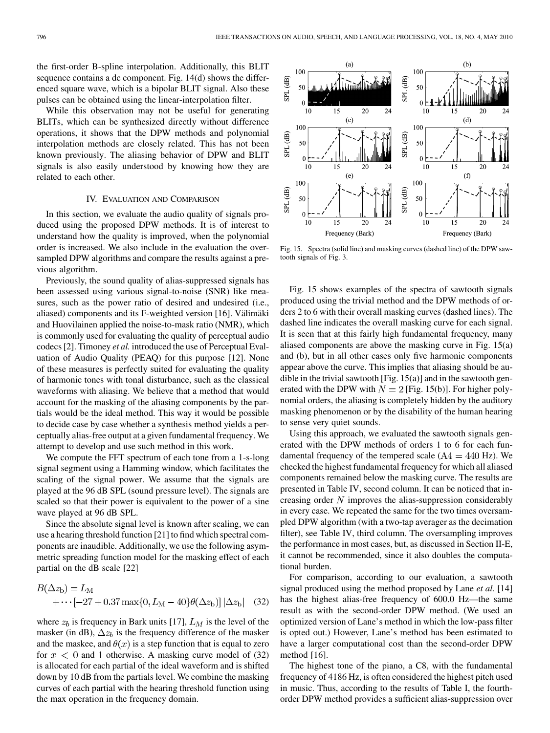the first-order B-spline interpolation. Additionally, this BLIT sequence contains a dc component. Fig. 14(d) shows the differenced square wave, which is a bipolar BLIT signal. Also these pulses can be obtained using the linear-interpolation filter.

While this observation may not be useful for generating BLITs, which can be synthesized directly without difference operations, it shows that the DPW methods and polynomial interpolation methods are closely related. This has not been known previously. The aliasing behavior of DPW and BLIT signals is also easily understood by knowing how they are related to each other.

## IV. Evaluation and Comparison

In this section, we evaluate the audio quality of signals produced using the proposed DPW methods. It is of interest to understand how the quality is improved, when the polynomial order is increased. We also include in the evaluation the oversampled DPW algorithms and compare the results against a previous algorithm.

Previously, the sound quality of alias-suppressed signals has been assessed using various signal-to-noise (SNR) like measures, such as the power ratio of desired and undesired (i.e., aliased) components and its F-weighted version [16]. Välimäki and Huovilainen applied the noise-to-mask ratio (NMR), which is commonly used for evaluating the quality of perceptual audio codecs [2]. Timoney *et al.* introduced the use of Perceptual Evaluation of Audio Quality (PEAQ) for this purpose [12]. None of these measures is perfectly suited for evaluating the quality of harmonic tones with tonal disturbance, such as the classical waveforms with aliasing. We believe that a method that would account for the masking of the aliasing components by the partials would be the ideal method. This way it would be possible to decide case by case whether a synthesis method yields a perceptually alias-free output at a given fundamental frequency. We attempt to develop and use such method in this work.

We compute the FFT spectrum of each tone from a 1-s-long signal segment using a Hamming window, which facilitates the scaling of the signal power. We assume that the signals are played at the 96 dB SPL (sound pressure level). The signals are scaled so that their power is equivalent to the power of a sine wave played at 96 dB SPL.

Since the absolute signal level is known after scaling, we can use a hearing threshold function [21] to find which spectral components are inaudible. Additionally, we use the following asymmetric spreading function model for the masking effect of each partial on the dB scale [22]

$$B(\Delta z_{\mathrm{b}}) = L_{\mathrm{M}} + \cdots [-27 + 0.37 \max\{0, L_{\mathrm{M}} - 40\}\theta(\Delta z_{\mathrm{b}})] \, |\Delta z_{\mathrm{b}}| \quad (32)$$

where $z_b$ is frequency in Bark units [17], $L_M$ is the level of the masker (in dB), $\Delta z_b$ is the frequency difference of the masker and the maskee, and $\theta(x)$ is a step function that is equal to zero for $x < 0$ and 1 otherwise. A masking curve model of (32) is allocated for each partial of the ideal waveform and is shifted down by 10 dB from the partials level. We combine the masking curves of each partial with the hearing threshold function using the max operation in the frequency domain.

(a) (b) (c) (d) (e) (f)
SPL (dB)
Frequency (Bark)

Fig. 15. Spectra (solid line) and masking curves (dashed line) of the DPW sawtooth signals of Fig. 3.

Fig. 15 shows examples of the spectra of sawtooth signals produced using the trivial method and the DPW methods of orders 2 to 6 with their overall masking curves (dashed lines). The dashed line indicates the overall masking curve for each signal. It is seen that at this fairly high fundamental frequency, many aliased components are above the masking curve in Fig. 15(a) and (b), but in all other cases only five harmonic components appear above the curve. This implies that aliasing should be audible in the trivial sawtooth [Fig. 15(a)] and in the sawtooth generated with the DPW with $N = 2$ [Fig. 15(b)]. For higher polynomial orders, the aliasing is completely hidden by the auditory masking phenomenon or by the disability of the human hearing to sense very quiet sounds.

Using this approach, we evaluated the sawtooth signals generated with the DPW methods of orders 1 to 6 for each fundamental frequency of the tempered scale ($\mathrm{A4} = 440$ Hz). We checked the highest fundamental frequency for which all aliased components remained below the masking curve. The results are presented in Table IV, second column. It can be noticed that increasing order $N$ improves the alias-suppression considerably in every case. We repeated the same for the two times oversampled DPW algorithm (with a two-tap averager as the decimation filter), see Table IV, third column. The oversampling improves the performance in most cases, but, as discussed in Section II-E, it cannot be recommended, since it also doubles the computational burden.

For comparison, according to our evaluation, a sawtooth signal produced using the method proposed by Lane *et al.* [14] has the highest alias-free frequency of 600.0 Hz—the same result as with the second-order DPW method. (We used an optimized version of Lane's method in which the low-pass filter is opted out.) However, Lane's method has been estimated to have a larger computational cost than the second-order DPW method [16].

The highest tone of the piano, a C8, with the fundamental frequency of 4186 Hz, is often considered the highest pitch used in music. Thus, according to the results of Table I, the fourth-order DPW method provides a sufficient alias-suppression over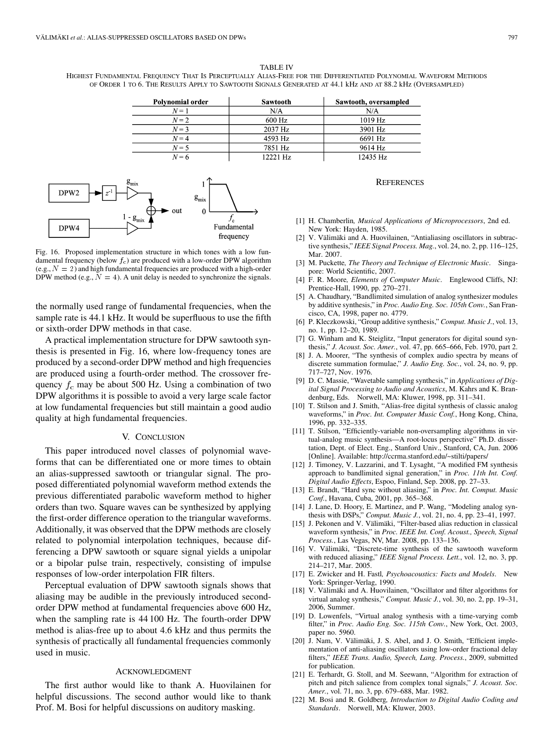TABLE IV
HIGHEST FUNDAMENTAL FREQUENCY THAT IS PERCEPTUALLY ALIAS-FREE FOR THE DIFFERENTIATED POLYNOMIAL WAVEFORM METHODS OF ORDER 1 TO 6. THE RESULTS APPLY TO SAWTOOTH SIGNALS GENERATED AT 44.1 kHz AND AT 88.2 kHz (OVERSAMPLED)

| Polynomial order | Sawtooth | Sawtooth, oversampled |
|---|---|---|
| $N = 1$ | N/A | N/A |
| $N = 2$ | 600 Hz | 1019 Hz |
| $N = 3$ | 2037 Hz | 3901 Hz |
| $N = 4$ | 4593 Hz | 6691 Hz |
| $N = 5$ | 7851 Hz | 9614 Hz |
| $N = 6$ | 12221 Hz | 12435 Hz |

Fig. 16. Proposed implementation structure in which tones with a low fundamental frequency (below $f_c$) are produced with a low-order DPW algorithm (e.g., $N = 2$) and high fundamental frequencies are produced with a high-order DPW method (e.g., $N = 4$). A unit delay is needed to synchronize the signals.

the normally used range of fundamental frequencies, when the sample rate is 44.1 kHz. It would be superfluous to use the fifth or sixth-order DPW methods in that case.

A practical implementation structure for DPW sawtooth synthesis is presented in Fig. 16, where low-frequency tones are produced by a second-order DPW method and high frequencies are produced using a fourth-order method. The crossover frequency $f_c$ may be about 500 Hz. Using a combination of two DPW algorithms it is possible to avoid a very large scale factor at low fundamental frequencies but still maintain a good audio quality at high fundamental frequencies.

## V. CONCLUSION

This paper introduced novel classes of polynomial waveforms that can be differentiated one or more times to obtain an alias-suppressed sawtooth or triangular signal. The proposed differentiated polynomial waveform method extends the previous differentiated parabolic waveform method to higher orders than two. Square waves can be synthesized by applying the first-order difference operation to the triangular waveforms. Additionally, it was observed that the DPW methods are closely related to polynomial interpolation techniques, because differencing a DPW sawtooth or square signal yields a unipolar or a bipolar pulse train, respectively, consisting of impulse responses of low-order interpolation FIR filters.

Perceptual evaluation of DPW sawtooth signals shows that aliasing may be audible in the previously introduced second-order DPW method at fundamental frequencies above 600 Hz, when the sampling rate is 44 100 Hz. The fourth-order DPW method is alias-free up to about 4.6 kHz and thus permits the synthesis of practically all fundamental frequencies commonly used in music.

## ACKNOWLEDGMENT

The first author would like to thank A. Huovilainen for helpful discussions. The second author would like to thank Prof. M. Bosi for helpful discussions on auditory masking.

## REFERENCES

[1] H. Chamberlin, *Musical Applications of Microprocessors*, 2nd ed. New York: Hayden, 1985.

[2] V. Välimäki and A. Huovilainen, "Antialiasing oscillators in subtractive synthesis," *IEEE Signal Process. Mag.*, vol. 24, no. 2, pp. 116–125, Mar. 2007.

[3] M. Puckette, *The Theory and Technique of Electronic Music*. Singapore: World Scientific, 2007.

[4] F. R. Moore, *Elements of Computer Music*. Englewood Cliffs, NJ: Prentice-Hall, 1990, pp. 270–271.

[5] A. Chaudhary, "Bandlimited simulation of analog synthesizer modules by additive synthesis," in *Proc. Audio Eng. Soc. 105th Conv.*, San Francisco, CA, 1998, paper no. 4779.

[6] P. Kleczkowski, "Group additive synthesis," *Comput. Music J.*, vol. 13, no. 1, pp. 12–20, 1989.

[7] G. Winham and K. Steiglitz, "Input generators for digital sound synthesis," *J. Acoust. Soc. Amer.*, vol. 47, pp. 665–666, Feb. 1970, part 2.

[8] J. A. Moorer, "The synthesis of complex audio spectra by means of discrete summation formulae," *J. Audio Eng. Soc.*, vol. 24, no. 9, pp. 717–727, Nov. 1976.

[9] D. C. Massie, "Wavetable sampling synthesis," in *Applications of Digital Signal Processing to Audio and Acoustics*, M. Kahrs and K. Brandenburg, Eds. Norwell, MA: Kluwer, 1998, pp. 311–341.

[10] T. Stilson and J. Smith, "Alias-free digital synthesis of classic analog waveforms," in *Proc. Int. Computer Music Conf.*, Hong Kong, China, 1996, pp. 332–335.

[11] T. Stilson, "Efficiently-variable non-oversampling algorithms in virtual-analog music synthesis—A root-locus perspective" Ph.D. dissertation, Dept. of Elect. Eng., Stanford Univ., Stanford, CA, Jun. 2006 [Online]. Available: http://ccrma.stanford.edu/~stilti/papers/

[12] J. Timoney, V. Lazzarini, and T. Lysaght, "A modified FM synthesis approach to bandlimited signal generation," in *Proc. 11th Int. Conf. Digital Audio Effects*, Espoo, Finland, Sep. 2008, pp. 27–33.

[13] E. Brandt, "Hard sync without aliasing," in *Proc. Int. Comput. Music Conf.*, Havana, Cuba, 2001, pp. 365–368.

[14] J. Lane, D. Hoory, E. Martinez, and P. Wang, "Modeling analog synthesis with DSPs," *Comput. Music J.*, vol. 21, no. 4, pp. 23–41, 1997.

[15] J. Pekonen and V. Välimäki, "Filter-based alias reduction in classical waveform synthesis," in *Proc. IEEE Int. Conf. Acoust., Speech, Signal Process.*, Las Vegas, NV, Mar. 2008, pp. 133–136.

[16] V. Välimäki, "Discrete-time synthesis of the sawtooth waveform with reduced aliasing," *IEEE Signal Process. Lett.*, vol. 12, no. 3, pp. 214–217, Mar. 2005.

[17] E. Zwicker and H. Fastl, *Psychoacoustics: Facts and Models*. New York: Springer-Verlag, 1990.

[18] V. Välimäki and A. Huovilainen, "Oscillator and filter algorithms for virtual analog synthesis," *Comput. Music J.*, vol. 30, no. 2, pp. 19–31, 2006, Summer.

[19] D. Lowenfels, "Virtual analog synthesis with a time-varying comb filter," in *Proc. Audio Eng. Soc. 115th Conv.*, New York, Oct. 2003, paper no. 5960.

[20] J. Nam, V. Välimäki, J. S. Abel, and J. O. Smith, "Efficient implementation of anti-aliasing oscillators using low-order fractional delay filters," *IEEE Trans. Audio, Speech, Lang. Process.*, 2009, submitted for publication.

[21] E. Terhardt, G. Stoll, and M. Seewann, "Algorithm for extraction of pitch and pitch salience from complex tonal signals," *J. Acoust. Soc. Amer.*, vol. 71, no. 3, pp. 679–688, Mar. 1982.

[22] M. Bosi and R. Goldberg, *Introduction to Digital Audio Coding and Standards*. Norwell, MA: Kluwer, 2003.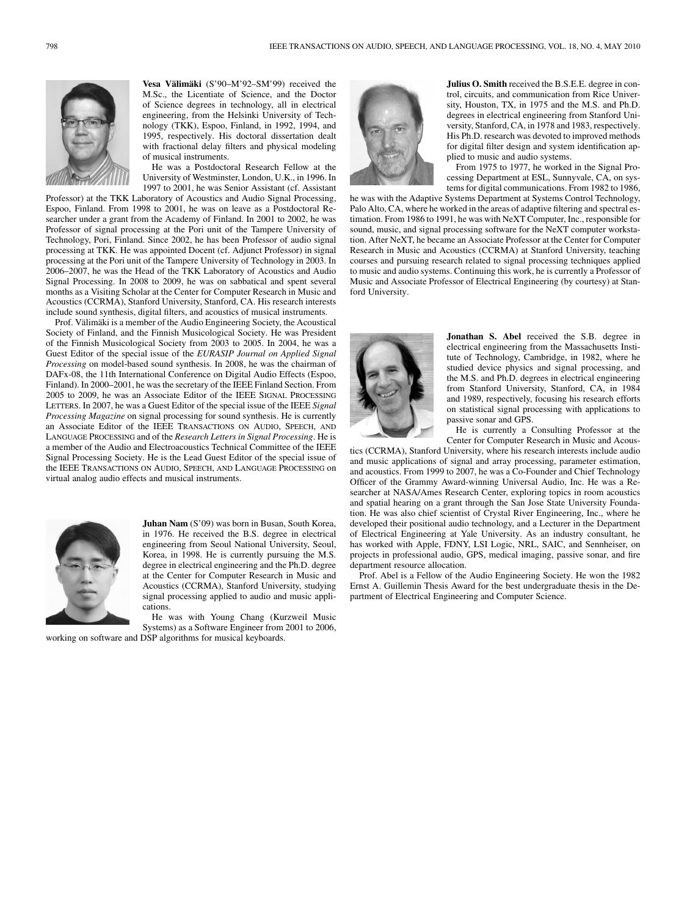**Vesa Välimäki** (S'90–M'92–SM'99) received the M.Sc., the Licentiate of Science, and the Doctor of Science degrees in technology, all in electrical engineering, from the Helsinki University of Technology (TKK), Espoo, Finland, in 1992, 1994, and 1995, respectively. His doctoral dissertation dealt with fractional delay filters and physical modeling of musical instruments.

He was a Postdoctoral Research Fellow at the University of Westminster, London, U.K., in 1996. In 1997 to 2001, he was Senior Assistant (cf. Assistant Professor) at the TKK Laboratory of Acoustics and Audio Signal Processing, Espoo, Finland. From 1998 to 2001, he was on leave as a Postdoctoral Researcher under a grant from the Academy of Finland. In 2001 to 2002, he was Professor of signal processing at the Pori unit of the Tampere University of Technology, Pori, Finland. Since 2002, he has been Professor of audio signal processing at TKK. He was appointed Docent (cf. Adjunct Professor) in signal processing at the Pori unit of the Tampere University of Technology in 2003. In 2006–2007, he was the Head of the TKK Laboratory of Acoustics and Audio Signal Processing. In 2008 to 2009, he was on sabbatical and spent several months as a Visiting Scholar at the Center for Computer Research in Music and Acoustics (CCRMA), Stanford University, Stanford, CA. His research interests include sound synthesis, digital filters, and acoustics of musical instruments.

Prof. Välimäki is a member of the Audio Engineering Society, the Acoustical Society of Finland, and the Finnish Musicological Society. He was President of the Finnish Musicological Society from 2003 to 2005. In 2004, he was a Guest Editor of the special issue of the *EURASIP Journal on Applied Signal Processing* on model-based sound synthesis. In 2008, he was the chairman of DAFx-08, the 11th International Conference on Digital Audio Effects (Espoo, Finland). In 2000–2001, he was the secretary of the IEEE Finland Section. From 2005 to 2009, he was an Associate Editor of the IEEE SIGNAL PROCESSING LETTERS. In 2007, he was a Guest Editor of the special issue of the IEEE *Signal Processing Magazine* on signal processing for sound synthesis. He is currently an Associate Editor of the IEEE TRANSACTIONS ON AUDIO, SPEECH, AND LANGUAGE PROCESSING and of the *Research Letters in Signal Processing*. He is a member of the Audio and Electroacoustics Technical Committee of the IEEE Signal Processing Society. He is the Lead Guest Editor of the special issue of the IEEE TRANSACTIONS ON AUDIO, SPEECH, AND LANGUAGE PROCESSING on virtual analog audio effects and musical instruments.

**Juhan Nam** (S'09) was born in Busan, South Korea, in 1976. He received the B.S. degree in electrical engineering from Seoul National University, Seoul, Korea, in 1998. He is currently pursuing the M.S. degree in electrical engineering and the Ph.D. degree at the Center for Computer Research in Music and Acoustics (CCRMA), Stanford University, studying signal processing applied to audio and music applications.

He was with Young Chang (Kurzweil Music Systems) as a Software Engineer from 2001 to 2006, working on software and DSP algorithms for musical keyboards.

**Julius O. Smith** received the B.S.E.E. degree in control, circuits, and communication from Rice University, Houston, TX, in 1975 and the M.S. and Ph.D. degrees in electrical engineering from Stanford University, Stanford, CA, in 1978 and 1983, respectively. His Ph.D. research was devoted to improved methods for digital filter design and system identification applied to music and audio systems.

From 1975 to 1977, he worked in the Signal Processing Department at ESL, Sunnyvale, CA, on systems for digital communications. From 1982 to 1986, he was with the Adaptive Systems Department at Systems Control Technology, Palo Alto, CA, where he worked in the areas of adaptive filtering and spectral estimation. From 1986 to 1991, he was with NeXT Computer, Inc., responsible for sound, music, and signal processing software for the NeXT computer workstation. After NeXT, he became an Associate Professor at the Center for Computer Research in Music and Acoustics (CCRMA) at Stanford University, teaching courses and pursuing research related to signal processing techniques applied to music and audio systems. Continuing this work, he is currently a Professor of Music and Associate Professor of Electrical Engineering (by courtesy) at Stanford University.

**Jonathan S. Abel** received the S.B. degree in electrical engineering from the Massachusetts Institute of Technology, Cambridge, in 1982, where he studied device physics and signal processing, and the M.S. and Ph.D. degrees in electrical engineering from Stanford University, Stanford, CA, in 1984 and 1989, respectively, focusing his research efforts on statistical signal processing with applications to passive sonar and GPS.

He is currently a Consulting Professor at the Center for Computer Research in Music and Acoustics (CCRMA), Stanford University, where his research interests include audio and music applications of signal and array processing, parameter estimation, and acoustics. From 1999 to 2007, he was a Co-Founder and Chief Technology Officer of the Grammy Award-winning Universal Audio, Inc. He was a Researcher at NASA/Ames Research Center, exploring topics in room acoustics and spatial hearing on a grant through the San Jose State University Foundation. He was also chief scientist of Crystal River Engineering, Inc., where he developed their positional audio technology, and a Lecturer in the Department of Electrical Engineering at Yale University. As an industry consultant, he has worked with Apple, FDNY, LSI Logic, NRL, SAIC, and Sennheiser, on projects in professional audio, GPS, medical imaging, passive sonar, and fire department resource allocation.

Prof. Abel is a Fellow of the Audio Engineering Society. He won the 1982 Ernst A. Guillemin Thesis Award for the best undergraduate thesis in the Department of Electrical Engineering and Computer Science.